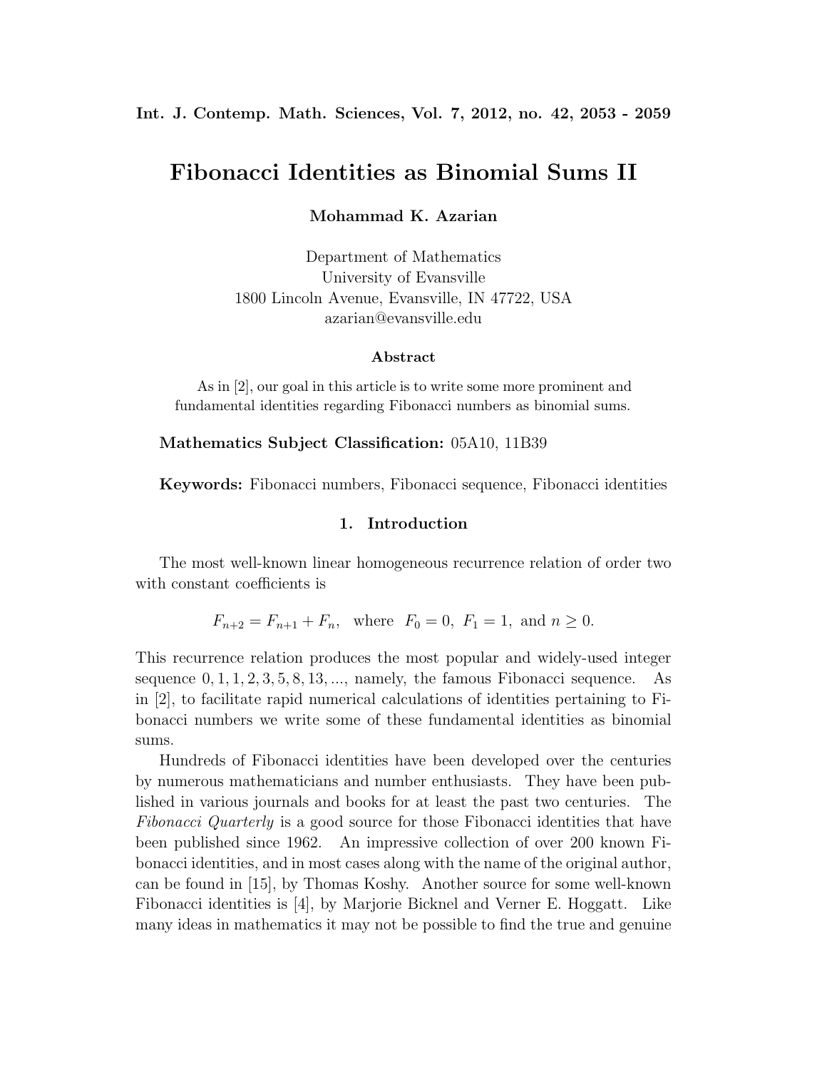# Fibonacci Identities as Binomial Sums II

**Mohammad K. Azarian**

Department of Mathematics
University of Evansville
1800 Lincoln Avenue, Evansville, IN 47722, USA
azarian@evansville.edu

### Abstract

As in [2], our goal in this article is to write some more prominent and fundamental identities regarding Fibonacci numbers as binomial sums.

**Mathematics Subject Classification:** 05A10, 11B39

**Keywords:** Fibonacci numbers, Fibonacci sequence, Fibonacci identities

## 1. Introduction

The most well-known linear homogeneous recurrence relation of order two with constant coefficients is

$$F_{n+2} = F_{n+1} + F_n, \quad \text{where} \quad F_0 = 0,\ F_1 = 1,\ \text{and}\ n \geq 0.$$

This recurrence relation produces the most popular and widely-used integer sequence $0, 1, 1, 2, 3, 5, 8, 13, \ldots$, namely, the famous Fibonacci sequence. As in [2], to facilitate rapid numerical calculations of identities pertaining to Fibonacci numbers we write some of these fundamental identities as binomial sums.

Hundreds of Fibonacci identities have been developed over the centuries by numerous mathematicians and number enthusiasts. They have been published in various journals and books for at least the past two centuries. The *Fibonacci Quarterly* is a good source for those Fibonacci identities that have been published since 1962. An impressive collection of over 200 known Fibonacci identities, and in most cases along with the name of the original author, can be found in [15], by Thomas Koshy. Another source for some well-known Fibonacci identities is [4], by Marjorie Bicknel and Verner E. Hoggatt. Like many ideas in mathematics it may not be possible to find the true and genuine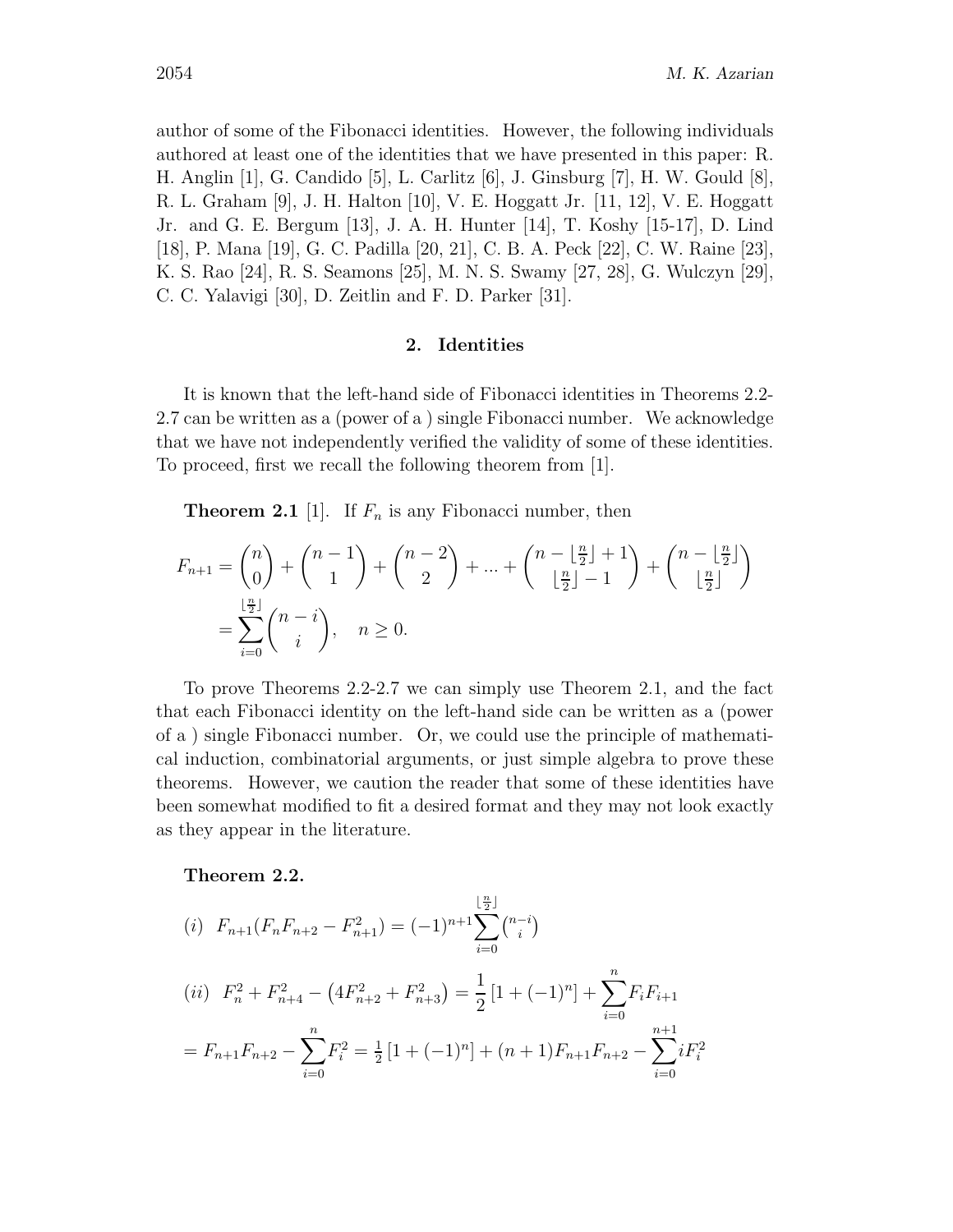author of some of the Fibonacci identities. However, the following individuals authored at least one of the identities that we have presented in this paper: R. H. Anglin [1], G. Candido [5], L. Carlitz [6], J. Ginsburg [7], H. W. Gould [8], R. L. Graham [9], J. H. Halton [10], V. E. Hoggatt Jr. [11, 12], V. E. Hoggatt Jr. and G. E. Bergum [13], J. A. H. Hunter [14], T. Koshy [15-17], D. Lind [18], P. Mana [19], G. C. Padilla [20, 21], C. B. A. Peck [22], C. W. Raine [23], K. S. Rao [24], R. S. Seamons [25], M. N. S. Swamy [27, 28], G. Wulczyn [29], C. C. Yalavigi [30], D. Zeitlin and F. D. Parker [31].

## 2. Identities

It is known that the left-hand side of Fibonacci identities in Theorems 2.2-2.7 can be written as a (power of a ) single Fibonacci number. We acknowledge that we have not independently verified the validity of some of these identities. To proceed, first we recall the following theorem from [1].

**Theorem 2.1** [1]. If $F_n$ is any Fibonacci number, then

$$F_{n+1} = \binom{n}{0} + \binom{n-1}{1} + \binom{n-2}{2} + \ldots + \binom{n-\lfloor\frac{n}{2}\rfloor+1}{\lfloor\frac{n}{2}\rfloor-1} + \binom{n-\lfloor\frac{n}{2}\rfloor}{\lfloor\frac{n}{2}\rfloor}$$
$$= \sum_{i=0}^{\lfloor\frac{n}{2}\rfloor}\binom{n-i}{i}, \quad n \geq 0.$$

To prove Theorems 2.2-2.7 we can simply use Theorem 2.1, and the fact that each Fibonacci identity on the left-hand side can be written as a (power of a ) single Fibonacci number. Or, we could use the principle of mathematical induction, combinatorial arguments, or just simple algebra to prove these theorems. However, we caution the reader that some of these identities have been somewhat modified to fit a desired format and they may not look exactly as they appear in the literature.

**Theorem 2.2.**

$$(i) \quad F_{n+1}(F_nF_{n+2} - F_{n+1}^2) = (-1)^{n+1}\sum_{i=0}^{\lfloor\frac{n}{2}\rfloor}\binom{n-i}{i}$$

$$(ii) \quad F_n^2 + F_{n+4}^2 - \left(4F_{n+2}^2 + F_{n+3}^2\right) = \frac{1}{2}\left[1 + (-1)^n\right] + \sum_{i=0}^{n}F_iF_{i+1}$$

$$= F_{n+1}F_{n+2} - \sum_{i=0}^{n}F_i^2 = \tfrac{1}{2}\left[1 + (-1)^n\right] + (n+1)F_{n+1}F_{n+2} - \sum_{i=0}^{n+1}iF_i^2$$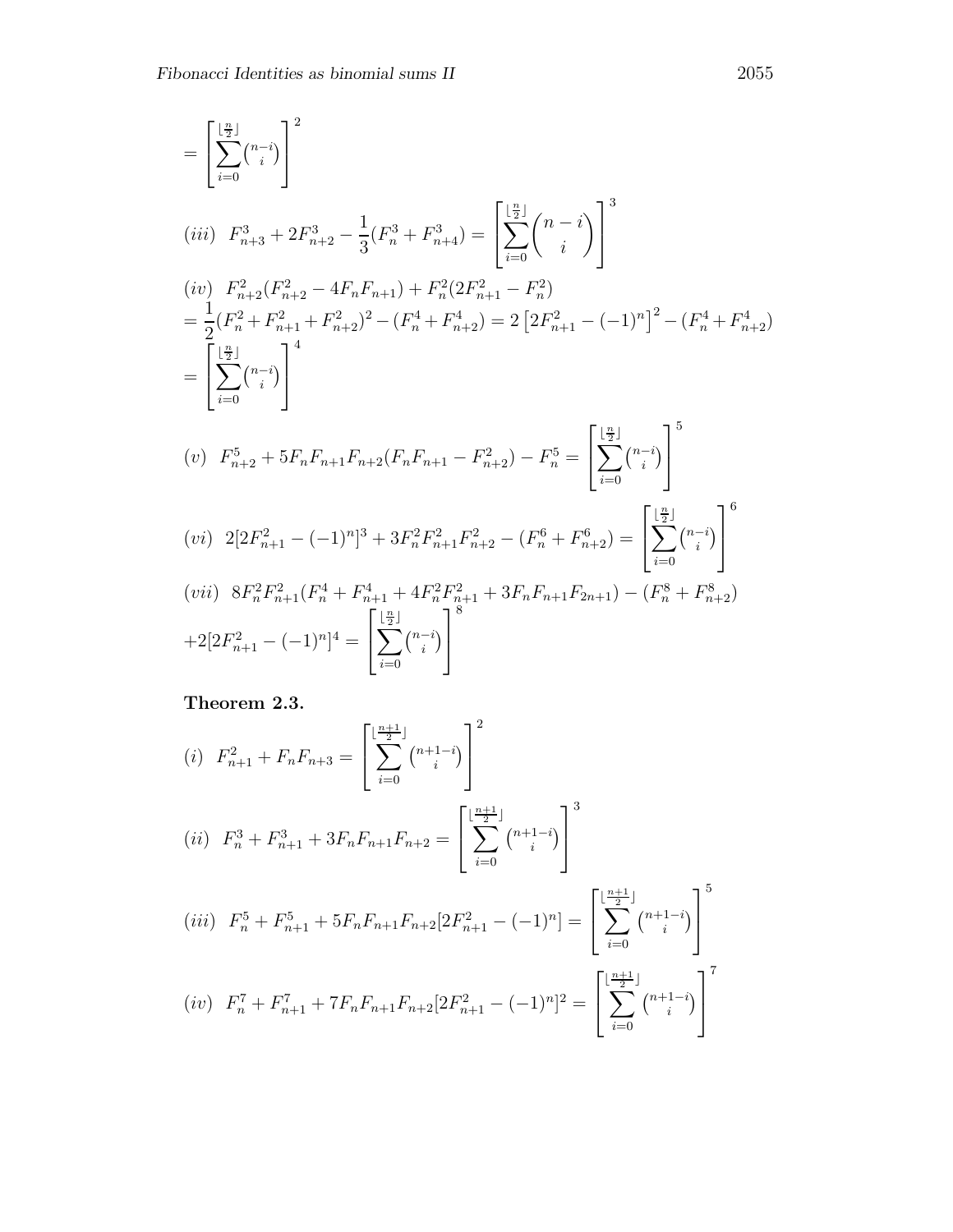$$= \left[\sum_{i=0}^{\lfloor \frac{n}{2} \rfloor} \binom{n-i}{i}\right]^2$$

$$(iii)\quad F_{n+3}^3 + 2F_{n+2}^3 - \frac{1}{3}(F_n^3 + F_{n+4}^3) = \left[\sum_{i=0}^{\lfloor \frac{n}{2} \rfloor} \binom{n-i}{i}\right]^3$$

$$(iv)\quad F_{n+2}^2(F_{n+2}^2 - 4F_nF_{n+1}) + F_n^2(2F_{n+1}^2 - F_n^2)$$
$$= \frac{1}{2}(F_n^2 + F_{n+1}^2 + F_{n+2}^2)^2 - (F_n^4 + F_{n+2}^4) = 2\left[2F_{n+1}^2 - (-1)^n\right]^2 - (F_n^4 + F_{n+2}^4)$$
$$= \left[\sum_{i=0}^{\lfloor \frac{n}{2} \rfloor} \binom{n-i}{i}\right]^4$$

$$(v)\quad F_{n+2}^5 + 5F_nF_{n+1}F_{n+2}(F_nF_{n+1} - F_{n+2}^2) - F_n^5 = \left[\sum_{i=0}^{\lfloor \frac{n}{2} \rfloor} \binom{n-i}{i}\right]^5$$

$$(vi)\quad 2[2F_{n+1}^2 - (-1)^n]^3 + 3F_n^2F_{n+1}^2F_{n+2}^2 - (F_n^6 + F_{n+2}^6) = \left[\sum_{i=0}^{\lfloor \frac{n}{2} \rfloor} \binom{n-i}{i}\right]^6$$

$$(vii)\quad 8F_n^2F_{n+1}^2(F_n^4 + F_{n+1}^4 + 4F_n^2F_{n+1}^2 + 3F_nF_{n+1}F_{2n+1}) - (F_n^8 + F_{n+2}^8)$$
$$+2[2F_{n+1}^2 - (-1)^n]^4 = \left[\sum_{i=0}^{\lfloor \frac{n}{2} \rfloor} \binom{n-i}{i}\right]^8$$

**Theorem 2.3.**

$$(i)\quad F_{n+1}^2 + F_nF_{n+3} = \left[\sum_{i=0}^{\lfloor \frac{n+1}{2} \rfloor} \binom{n+1-i}{i}\right]^2$$

$$(ii)\quad F_n^3 + F_{n+1}^3 + 3F_nF_{n+1}F_{n+2} = \left[\sum_{i=0}^{\lfloor \frac{n+1}{2} \rfloor} \binom{n+1-i}{i}\right]^3$$

$$(iii)\quad F_n^5 + F_{n+1}^5 + 5F_nF_{n+1}F_{n+2}[2F_{n+1}^2 - (-1)^n] = \left[\sum_{i=0}^{\lfloor \frac{n+1}{2} \rfloor} \binom{n+1-i}{i}\right]^5$$

$$(iv)\quad F_n^7 + F_{n+1}^7 + 7F_nF_{n+1}F_{n+2}[2F_{n+1}^2 - (-1)^n]^2 = \left[\sum_{i=0}^{\lfloor \frac{n+1}{2} \rfloor} \binom{n+1-i}{i}\right]^7$$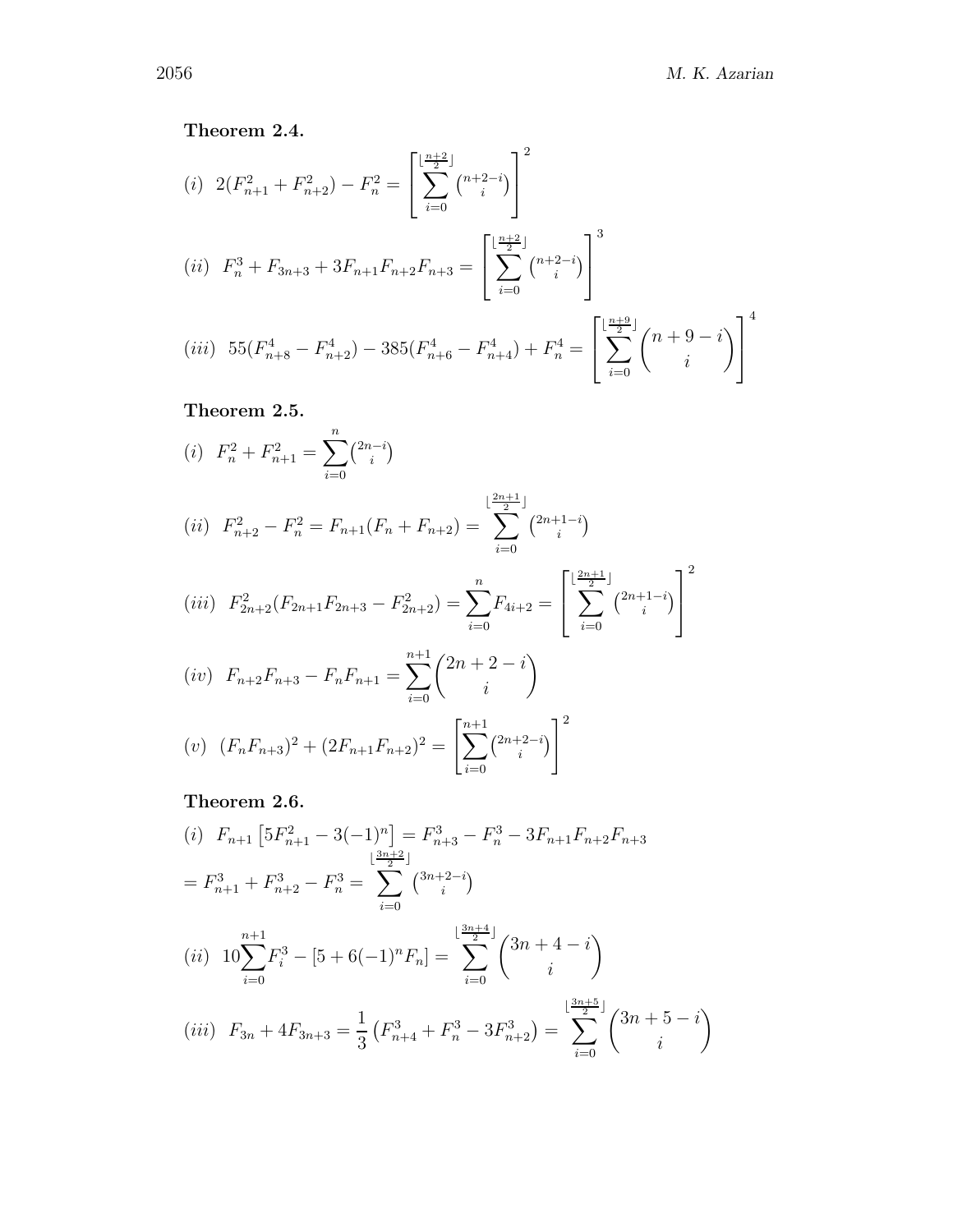**Theorem 2.4.**

$$(i)\ \ 2(F_{n+1}^2 + F_{n+2}^2) - F_n^2 = \left[\sum_{i=0}^{\lfloor \frac{n+2}{2} \rfloor} \binom{n+2-i}{i}\right]^2$$

$$(ii)\ \ F_n^3 + F_{3n+3} + 3F_{n+1}F_{n+2}F_{n+3} = \left[\sum_{i=0}^{\lfloor \frac{n+2}{2} \rfloor} \binom{n+2-i}{i}\right]^3$$

$$(iii)\ \ 55(F_{n+8}^4 - F_{n+2}^4) - 385(F_{n+6}^4 - F_{n+4}^4) + F_n^4 = \left[\sum_{i=0}^{\lfloor \frac{n+9}{2} \rfloor} \binom{n+9-i}{i}\right]^4$$

**Theorem 2.5.**

$$(i)\ \ F_n^2 + F_{n+1}^2 = \sum_{i=0}^{n} \binom{2n-i}{i}$$

$$(ii)\ \ F_{n+2}^2 - F_n^2 = F_{n+1}(F_n + F_{n+2}) = \sum_{i=0}^{\lfloor \frac{2n+1}{2} \rfloor} \binom{2n+1-i}{i}$$

$$(iii)\ \ F_{2n+2}^2(F_{2n+1}F_{2n+3} - F_{2n+2}^2) = \sum_{i=0}^{n} F_{4i+2} = \left[\sum_{i=0}^{\lfloor \frac{2n+1}{2} \rfloor} \binom{2n+1-i}{i}\right]^2$$

$$(iv)\ \ F_{n+2}F_{n+3} - F_nF_{n+1} = \sum_{i=0}^{n+1} \binom{2n+2-i}{i}$$

$$(v)\ \ (F_nF_{n+3})^2 + (2F_{n+1}F_{n+2})^2 = \left[\sum_{i=0}^{n+1} \binom{2n+2-i}{i}\right]^2$$

**Theorem 2.6.**

$$(i)\ \ F_{n+1}\left[5F_{n+1}^2 - 3(-1)^n\right] = F_{n+3}^3 - F_n^3 - 3F_{n+1}F_{n+2}F_{n+3}$$
$$= F_{n+1}^3 + F_{n+2}^3 - F_n^3 = \sum_{i=0}^{\lfloor \frac{3n+2}{2} \rfloor} \binom{3n+2-i}{i}$$

$$(ii)\ \ 10\sum_{i=0}^{n+1} F_i^3 - [5 + 6(-1)^n F_n] = \sum_{i=0}^{\lfloor \frac{3n+4}{2} \rfloor} \binom{3n+4-i}{i}$$

$$(iii)\ \ F_{3n} + 4F_{3n+3} = \frac{1}{3}\left(F_{n+4}^3 + F_n^3 - 3F_{n+2}^3\right) = \sum_{i=0}^{\lfloor \frac{3n+5}{2} \rfloor} \binom{3n+5-i}{i}$$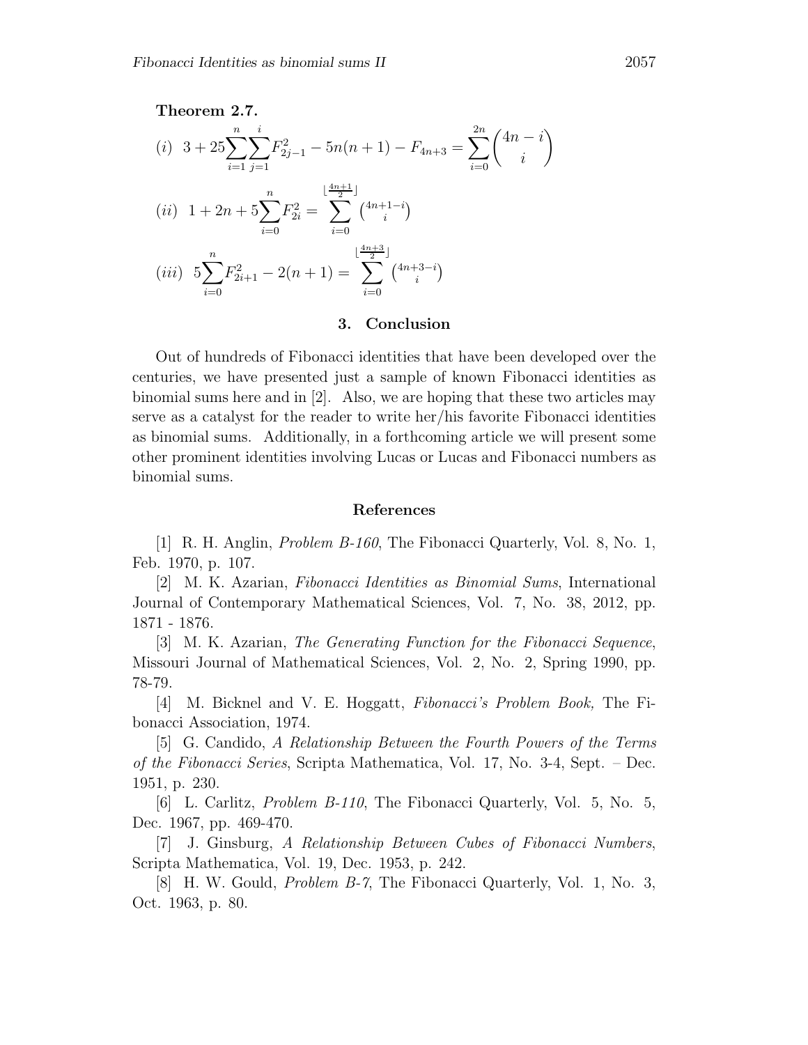**Theorem 2.7.**

$$(i)\ \ 3 + 25\sum_{i=1}^{n}\sum_{j=1}^{i} F_{2j-1}^2 - 5n(n+1) - F_{4n+3} = \sum_{i=0}^{2n}\binom{4n-i}{i}$$

$$(ii)\ \ 1 + 2n + 5\sum_{i=0}^{n} F_{2i}^2 = \sum_{i=0}^{\lfloor \frac{4n+1}{2} \rfloor}\binom{4n+1-i}{i}$$

$$(iii)\ \ 5\sum_{i=0}^{n} F_{2i+1}^2 - 2(n+1) = \sum_{i=0}^{\lfloor \frac{4n+3}{2} \rfloor}\binom{4n+3-i}{i}$$

## 3. Conclusion

Out of hundreds of Fibonacci identities that have been developed over the centuries, we have presented just a sample of known Fibonacci identities as binomial sums here and in [2]. Also, we are hoping that these two articles may serve as a catalyst for the reader to write her/his favorite Fibonacci identities as binomial sums. Additionally, in a forthcoming article we will present some other prominent identities involving Lucas or Lucas and Fibonacci numbers as binomial sums.

## References

[1] R. H. Anglin, *Problem B-160*, The Fibonacci Quarterly, Vol. 8, No. 1, Feb. 1970, p. 107.

[2] M. K. Azarian, *Fibonacci Identities as Binomial Sums*, International Journal of Contemporary Mathematical Sciences, Vol. 7, No. 38, 2012, pp. 1871 - 1876.

[3] M. K. Azarian, *The Generating Function for the Fibonacci Sequence*, Missouri Journal of Mathematical Sciences, Vol. 2, No. 2, Spring 1990, pp. 78-79.

[4] M. Bicknel and V. E. Hoggatt, *Fibonacci's Problem Book,* The Fibonacci Association, 1974.

[5] G. Candido, *A Relationship Between the Fourth Powers of the Terms of the Fibonacci Series*, Scripta Mathematica, Vol. 17, No. 3-4, Sept. – Dec. 1951, p. 230.

[6] L. Carlitz, *Problem B-110*, The Fibonacci Quarterly, Vol. 5, No. 5, Dec. 1967, pp. 469-470.

[7] J. Ginsburg, *A Relationship Between Cubes of Fibonacci Numbers*, Scripta Mathematica, Vol. 19, Dec. 1953, p. 242.

[8] H. W. Gould, *Problem B-7*, The Fibonacci Quarterly, Vol. 1, No. 3, Oct. 1963, p. 80.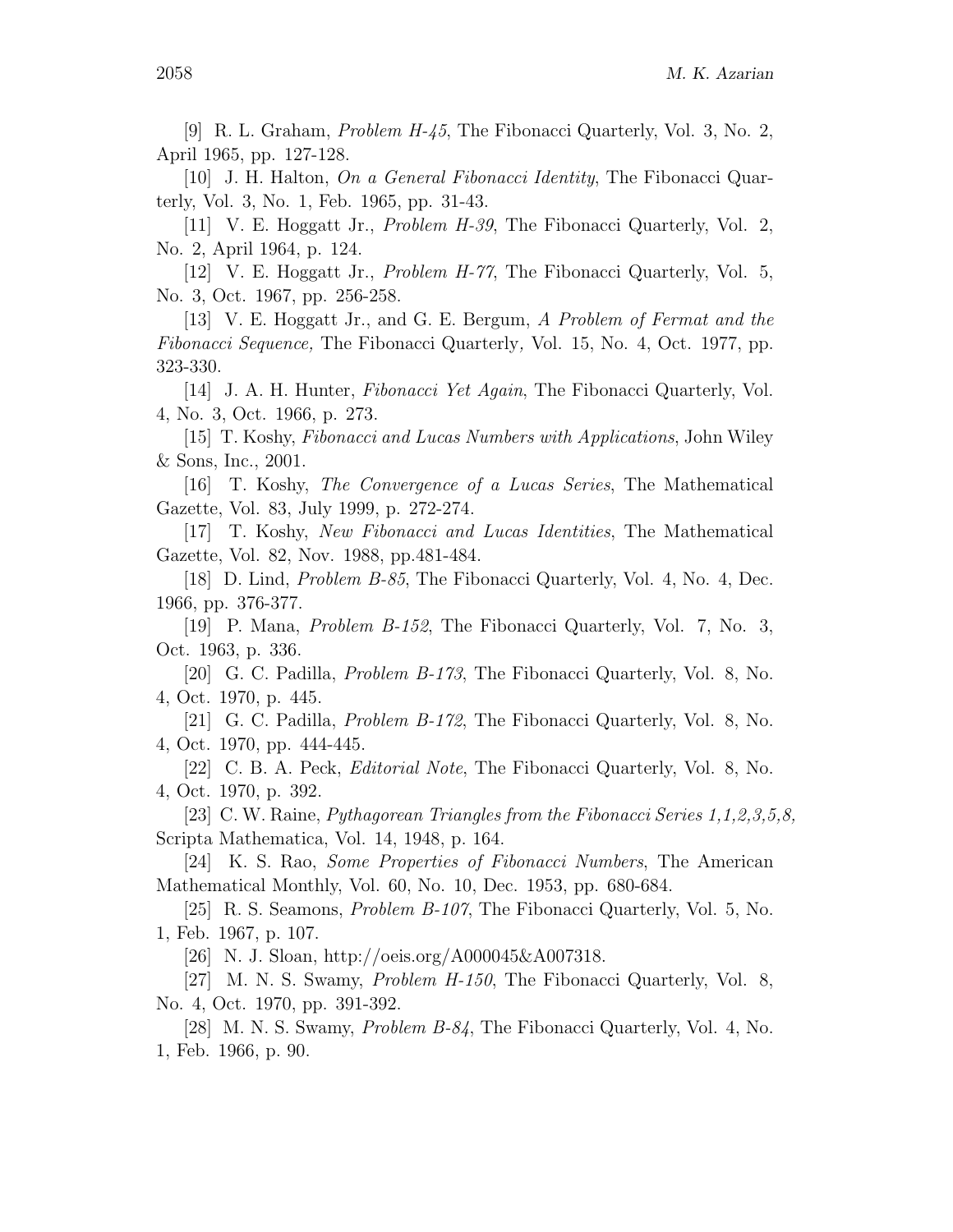[9] R. L. Graham, *Problem H-45*, The Fibonacci Quarterly, Vol. 3, No. 2, April 1965, pp. 127-128.

[10] J. H. Halton, *On a General Fibonacci Identity*, The Fibonacci Quarterly, Vol. 3, No. 1, Feb. 1965, pp. 31-43.

[11] V. E. Hoggatt Jr., *Problem H-39*, The Fibonacci Quarterly, Vol. 2, No. 2, April 1964, p. 124.

[12] V. E. Hoggatt Jr., *Problem H-77*, The Fibonacci Quarterly, Vol. 5, No. 3, Oct. 1967, pp. 256-258.

[13] V. E. Hoggatt Jr., and G. E. Bergum, *A Problem of Fermat and the Fibonacci Sequence,* The Fibonacci Quarterly*,* Vol. 15, No. 4, Oct. 1977, pp. 323-330.

[14] J. A. H. Hunter, *Fibonacci Yet Again*, The Fibonacci Quarterly, Vol. 4, No. 3, Oct. 1966, p. 273.

[15] T. Koshy, *Fibonacci and Lucas Numbers with Applications*, John Wiley & Sons, Inc., 2001.

[16] T. Koshy, *The Convergence of a Lucas Series*, The Mathematical Gazette, Vol. 83, July 1999, p. 272-274.

[17] T. Koshy, *New Fibonacci and Lucas Identities*, The Mathematical Gazette, Vol. 82, Nov. 1988, pp.481-484.

[18] D. Lind, *Problem B-85*, The Fibonacci Quarterly, Vol. 4, No. 4, Dec. 1966, pp. 376-377.

[19] P. Mana, *Problem B-152*, The Fibonacci Quarterly, Vol. 7, No. 3, Oct. 1963, p. 336.

[20] G. C. Padilla, *Problem B-173*, The Fibonacci Quarterly, Vol. 8, No. 4, Oct. 1970, p. 445.

[21] G. C. Padilla, *Problem B-172*, The Fibonacci Quarterly, Vol. 8, No. 4, Oct. 1970, pp. 444-445.

[22] C. B. A. Peck, *Editorial Note*, The Fibonacci Quarterly, Vol. 8, No. 4, Oct. 1970, p. 392.

[23] C. W. Raine, *Pythagorean Triangles from the Fibonacci Series 1,1,2,3,5,8,* Scripta Mathematica, Vol. 14, 1948, p. 164.

[24] K. S. Rao, *Some Properties of Fibonacci Numbers*, The American Mathematical Monthly, Vol. 60, No. 10, Dec. 1953, pp. 680-684.

[25] R. S. Seamons, *Problem B-107*, The Fibonacci Quarterly, Vol. 5, No. 1, Feb. 1967, p. 107.

[26] N. J. Sloan, http://oeis.org/A000045&A007318.

[27] M. N. S. Swamy, *Problem H-150*, The Fibonacci Quarterly, Vol. 8, No. 4, Oct. 1970, pp. 391-392.

[28] M. N. S. Swamy, *Problem B-84*, The Fibonacci Quarterly, Vol. 4, No. 1, Feb. 1966, p. 90.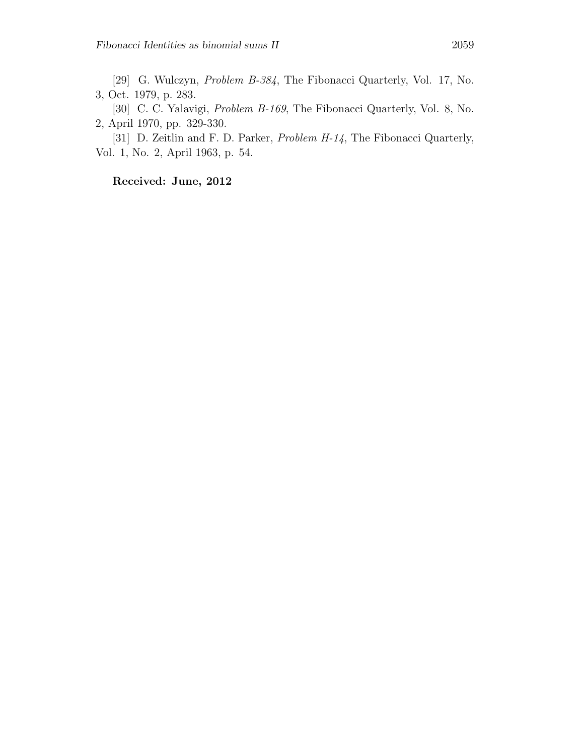[29] G. Wulczyn, *Problem B-384*, The Fibonacci Quarterly, Vol. 17, No. 3, Oct. 1979, p. 283.

[30] C. C. Yalavigi, *Problem B-169*, The Fibonacci Quarterly, Vol. 8, No. 2, April 1970, pp. 329-330.

[31] D. Zeitlin and F. D. Parker, *Problem H-14*, The Fibonacci Quarterly, Vol. 1, No. 2, April 1963, p. 54.

**Received: June, 2012**